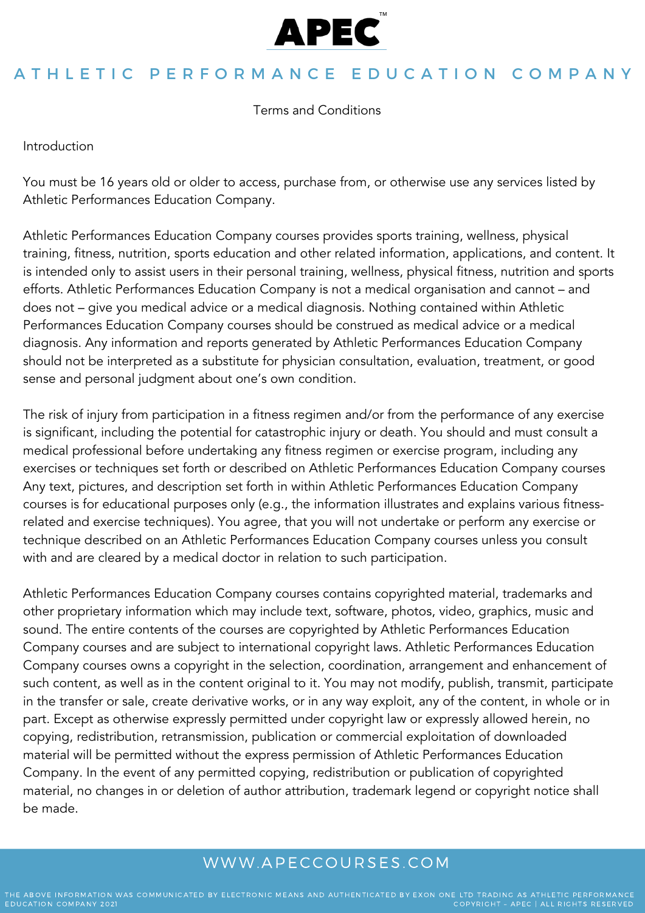# APEC™

## ATHLETIC PERFORMANCE EDUCATION COMPANY

### Terms and Conditions

Introduction

You must be 16 years old or older to access, purchase from, or otherwise use any services listed by Athletic Performances Education Company.

Athletic Performances Education Company courses provides sports training, wellness, physical training, fitness, nutrition, sports education and other related information, applications, and content. It is intended only to assist users in their personal training, wellness, physical fitness, nutrition and sports efforts. Athletic Performances Education Company is not a medical organisation and cannot – and does not – give you medical advice or a medical diagnosis. Nothing contained within Athletic Performances Education Company courses should be construed as medical advice or a medical diagnosis. Any information and reports generated by Athletic Performances Education Company should not be interpreted as a substitute for physician consultation, evaluation, treatment, or good sense and personal judgment about one's own condition.

The risk of injury from participation in a fitness regimen and/or from the performance of any exercise is significant, including the potential for catastrophic injury or death. You should and must consult a medical professional before undertaking any fitness regimen or exercise program, including any exercises or techniques set forth or described on Athletic Performances Education Company courses Any text, pictures, and description set forth in within Athletic Performances Education Company courses is for educational purposes only (e.g., the information illustrates and explains various fitness-related and exercise techniques). You agree, that you will not undertake or perform any exercise or technique described on an Athletic Performances Education Company courses unless you consult with and are cleared by a medical doctor in relation to such participation.

Athletic Performances Education Company courses contains copyrighted material, trademarks and other proprietary information which may include text, software, photos, video, graphics, music and sound. The entire contents of the courses are copyrighted by Athletic Performances Education Company courses and are subject to international copyright laws. Athletic Performances Education Company courses owns a copyright in the selection, coordination, arrangement and enhancement of such content, as well as in the content original to it. You may not modify, publish, transmit, participate in the transfer or sale, create derivative works, or in any way exploit, any of the content, in whole or in part. Except as otherwise expressly permitted under copyright law or expressly allowed herein, no copying, redistribution, retransmission, publication or commercial exploitation of downloaded material will be permitted without the express permission of Athletic Performances Education Company. In the event of any permitted copying, redistribution or publication of copyrighted material, no changes in or deletion of author attribution, trademark legend or copyright notice shall be made.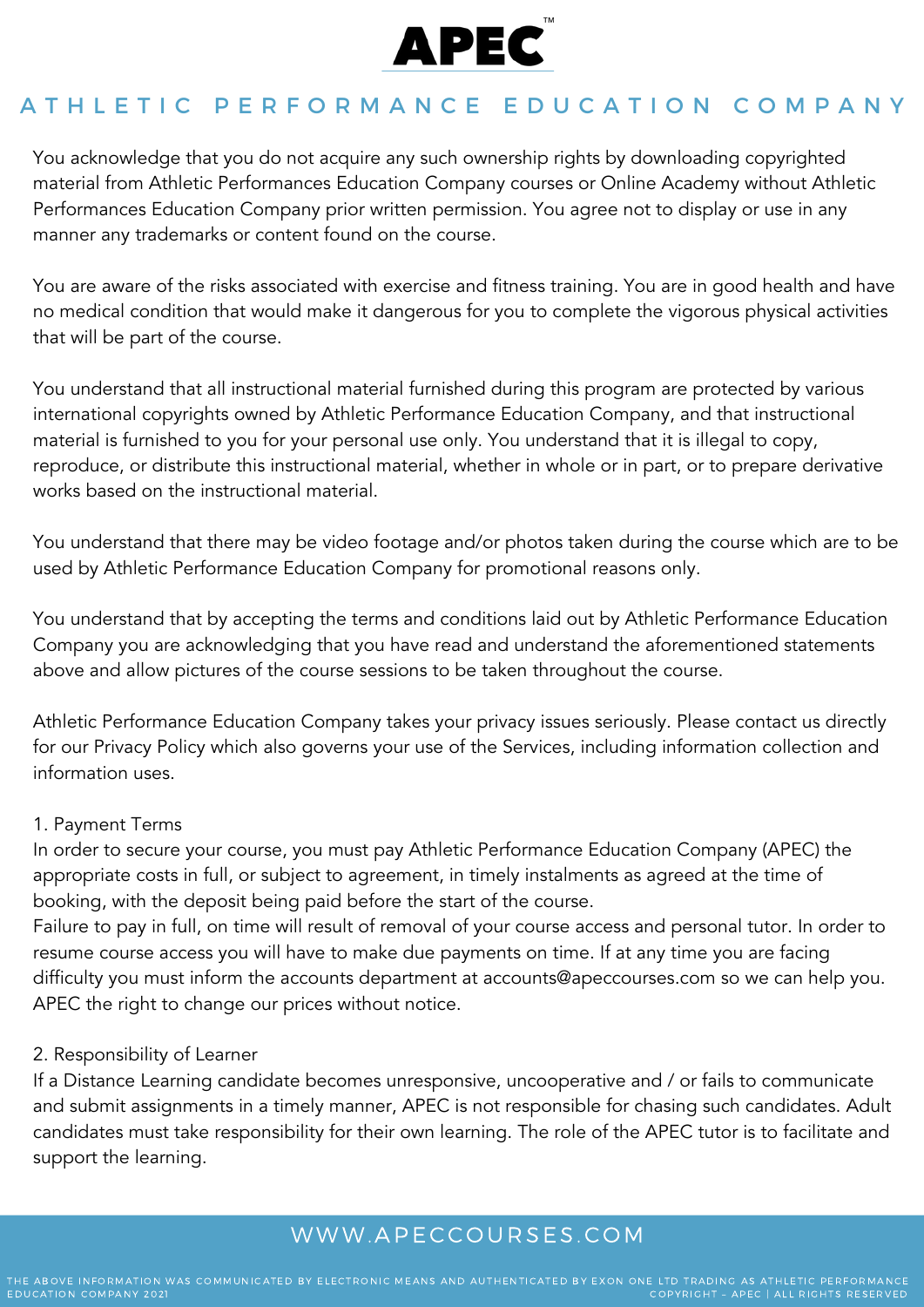You acknowledge that you do not acquire any such ownership rights by downloading copyrighted material from Athletic Performances Education Company courses or Online Academy without Athletic Performances Education Company prior written permission. You agree not to display or use in any manner any trademarks or content found on the course.

You are aware of the risks associated with exercise and fitness training. You are in good health and have no medical condition that would make it dangerous for you to complete the vigorous physical activities that will be part of the course.

You understand that all instructional material furnished during this program are protected by various international copyrights owned by Athletic Performance Education Company, and that instructional material is furnished to you for your personal use only. You understand that it is illegal to copy, reproduce, or distribute this instructional material, whether in whole or in part, or to prepare derivative works based on the instructional material.

You understand that there may be video footage and/or photos taken during the course which are to be used by Athletic Performance Education Company for promotional reasons only.

You understand that by accepting the terms and conditions laid out by Athletic Performance Education Company you are acknowledging that you have read and understand the aforementioned statements above and allow pictures of the course sessions to be taken throughout the course.

Athletic Performance Education Company takes your privacy issues seriously. Please contact us directly for our Privacy Policy which also governs your use of the Services, including information collection and information uses.

1. Payment Terms
In order to secure your course, you must pay Athletic Performance Education Company (APEC) the appropriate costs in full, or subject to agreement, in timely instalments as agreed at the time of booking, with the deposit being paid before the start of the course.
Failure to pay in full, on time will result of removal of your course access and personal tutor. In order to resume course access you will have to make due payments on time. If at any time you are facing difficulty you must inform the accounts department at accounts@apeccourses.com so we can help you. APEC the right to change our prices without notice.

2. Responsibility of Learner
If a Distance Learning candidate becomes unresponsive, uncooperative and / or fails to communicate and submit assignments in a timely manner, APEC is not responsible for chasing such candidates. Adult candidates must take responsibility for their own learning. The role of the APEC tutor is to facilitate and support the learning.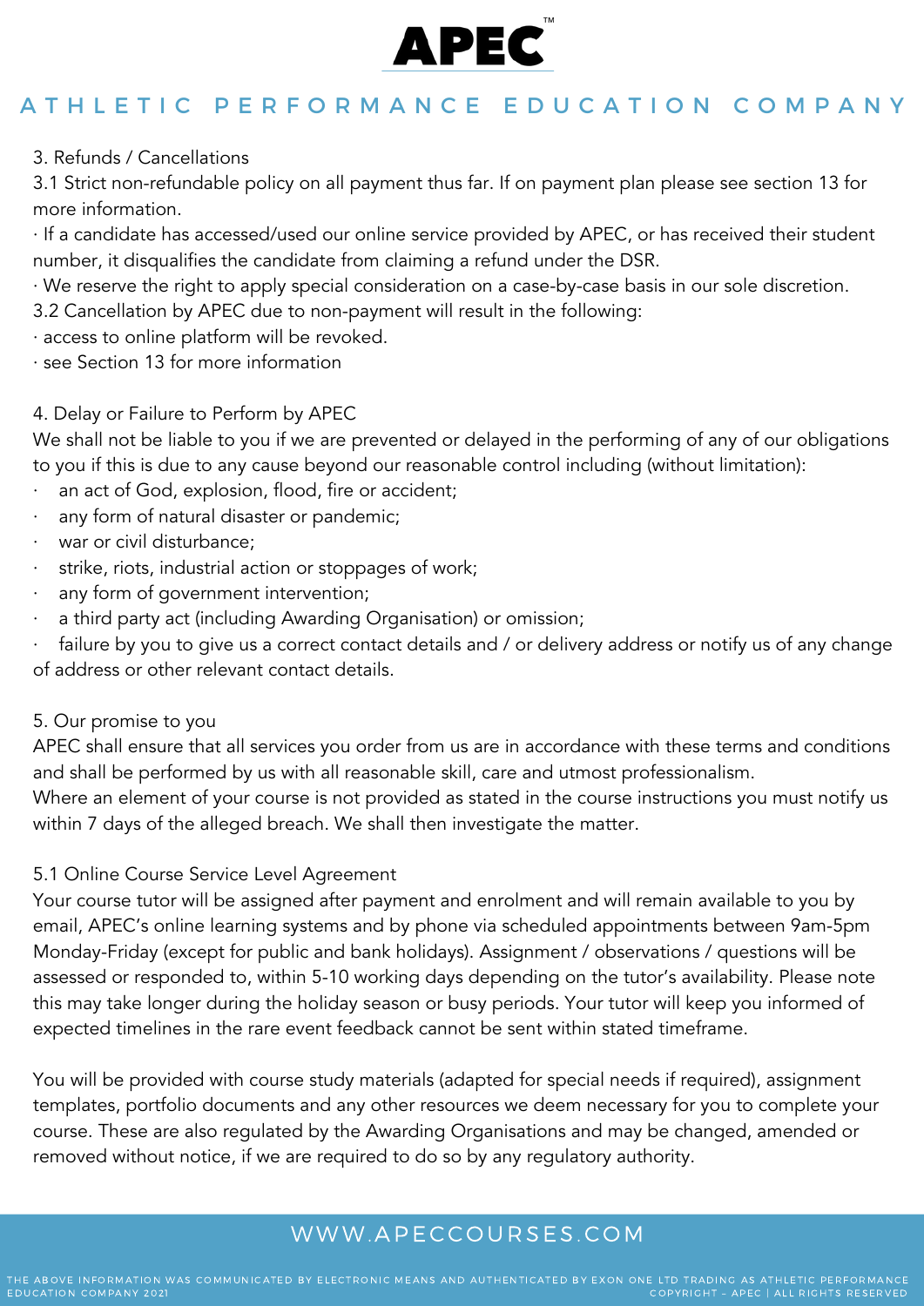3. Refunds / Cancellations

3.1 Strict non-refundable policy on all payment thus far. If on payment plan please see section 13 for more information.

· If a candidate has accessed/used our online service provided by APEC, or has received their student number, it disqualifies the candidate from claiming a refund under the DSR.

· We reserve the right to apply special consideration on a case-by-case basis in our sole discretion.

3.2 Cancellation by APEC due to non-payment will result in the following:

· access to online platform will be revoked.

· see Section 13 for more information

4. Delay or Failure to Perform by APEC

We shall not be liable to you if we are prevented or delayed in the performing of any of our obligations to you if this is due to any cause beyond our reasonable control including (without limitation):

- an act of God, explosion, flood, fire or accident;
- any form of natural disaster or pandemic;
- war or civil disturbance;
- strike, riots, industrial action or stoppages of work;
- any form of government intervention;
- a third party act (including Awarding Organisation) or omission;
- failure by you to give us a correct contact details and / or delivery address or notify us of any change of address or other relevant contact details.

5. Our promise to you

APEC shall ensure that all services you order from us are in accordance with these terms and conditions and shall be performed by us with all reasonable skill, care and utmost professionalism.

Where an element of your course is not provided as stated in the course instructions you must notify us within 7 days of the alleged breach. We shall then investigate the matter.

5.1 Online Course Service Level Agreement

Your course tutor will be assigned after payment and enrolment and will remain available to you by email, APEC's online learning systems and by phone via scheduled appointments between 9am-5pm Monday-Friday (except for public and bank holidays). Assignment / observations / questions will be assessed or responded to, within 5-10 working days depending on the tutor's availability. Please note this may take longer during the holiday season or busy periods. Your tutor will keep you informed of expected timelines in the rare event feedback cannot be sent within stated timeframe.

You will be provided with course study materials (adapted for special needs if required), assignment templates, portfolio documents and any other resources we deem necessary for you to complete your course. These are also regulated by the Awarding Organisations and may be changed, amended or removed without notice, if we are required to do so by any regulatory authority.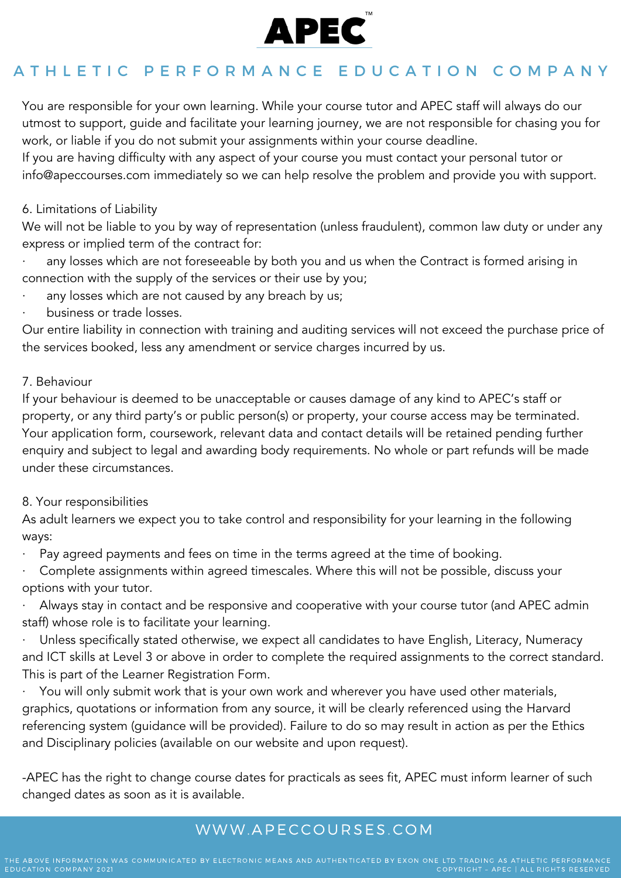You are responsible for your own learning. While your course tutor and APEC staff will always do our utmost to support, guide and facilitate your learning journey, we are not responsible for chasing you for work, or liable if you do not submit your assignments within your course deadline.
If you are having difficulty with any aspect of your course you must contact your personal tutor or info@apeccourses.com immediately so we can help resolve the problem and provide you with support.

6. Limitations of Liability
We will not be liable to you by way of representation (unless fraudulent), common law duty or under any express or implied term of the contract for:

- any losses which are not foreseeable by both you and us when the Contract is formed arising in connection with the supply of the services or their use by you;
- any losses which are not caused by any breach by us;
- business or trade losses.

Our entire liability in connection with training and auditing services will not exceed the purchase price of the services booked, less any amendment or service charges incurred by us.

7. Behaviour
If your behaviour is deemed to be unacceptable or causes damage of any kind to APEC's staff or property, or any third party's or public person(s) or property, your course access may be terminated. Your application form, coursework, relevant data and contact details will be retained pending further enquiry and subject to legal and awarding body requirements. No whole or part refunds will be made under these circumstances.

8. Your responsibilities
As adult learners we expect you to take control and responsibility for your learning in the following ways:

- Pay agreed payments and fees on time in the terms agreed at the time of booking.
- Complete assignments within agreed timescales. Where this will not be possible, discuss your options with your tutor.
- Always stay in contact and be responsive and cooperative with your course tutor (and APEC admin staff) whose role is to facilitate your learning.
- Unless specifically stated otherwise, we expect all candidates to have English, Literacy, Numeracy and ICT skills at Level 3 or above in order to complete the required assignments to the correct standard. This is part of the Learner Registration Form.
- You will only submit work that is your own work and wherever you have used other materials, graphics, quotations or information from any source, it will be clearly referenced using the Harvard referencing system (guidance will be provided). Failure to do so may result in action as per the Ethics and Disciplinary policies (available on our website and upon request).

-APEC has the right to change course dates for practicals as sees fit, APEC must inform learner of such changed dates as soon as it is available.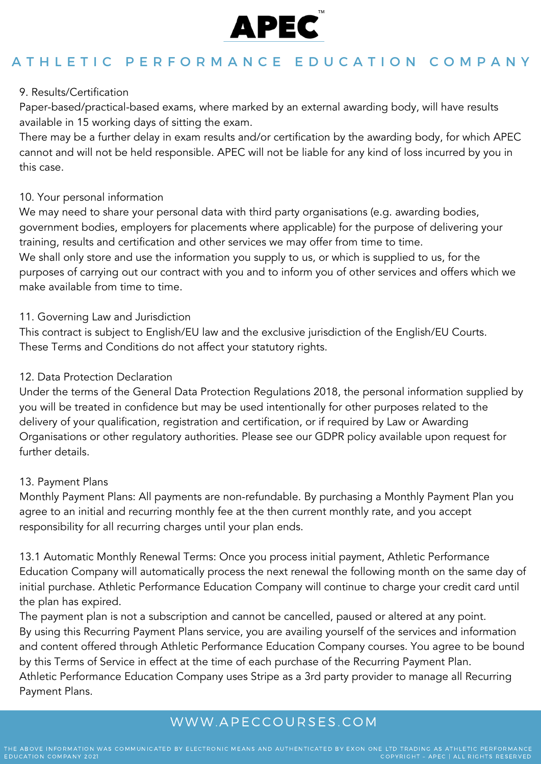9. Results/Certification

Paper-based/practical-based exams, where marked by an external awarding body, will have results available in 15 working days of sitting the exam.

There may be a further delay in exam results and/or certification by the awarding body, for which APEC cannot and will not be held responsible. APEC will not be liable for any kind of loss incurred by you in this case.

10. Your personal information

We may need to share your personal data with third party organisations (e.g. awarding bodies, government bodies, employers for placements where applicable) for the purpose of delivering your training, results and certification and other services we may offer from time to time.

We shall only store and use the information you supply to us, or which is supplied to us, for the purposes of carrying out our contract with you and to inform you of other services and offers which we make available from time to time.

11. Governing Law and Jurisdiction

This contract is subject to English/EU law and the exclusive jurisdiction of the English/EU Courts. These Terms and Conditions do not affect your statutory rights.

12. Data Protection Declaration

Under the terms of the General Data Protection Regulations 2018, the personal information supplied by you will be treated in confidence but may be used intentionally for other purposes related to the delivery of your qualification, registration and certification, or if required by Law or Awarding Organisations or other regulatory authorities. Please see our GDPR policy available upon request for further details.

13. Payment Plans

Monthly Payment Plans: All payments are non-refundable. By purchasing a Monthly Payment Plan you agree to an initial and recurring monthly fee at the then current monthly rate, and you accept responsibility for all recurring charges until your plan ends.

13.1 Automatic Monthly Renewal Terms: Once you process initial payment, Athletic Performance Education Company will automatically process the next renewal the following month on the same day of initial purchase. Athletic Performance Education Company will continue to charge your credit card until the plan has expired.

The payment plan is not a subscription and cannot be cancelled, paused or altered at any point.

By using this Recurring Payment Plans service, you are availing yourself of the services and information and content offered through Athletic Performance Education Company courses. You agree to be bound by this Terms of Service in effect at the time of each purchase of the Recurring Payment Plan.

Athletic Performance Education Company uses Stripe as a 3rd party provider to manage all Recurring Payment Plans.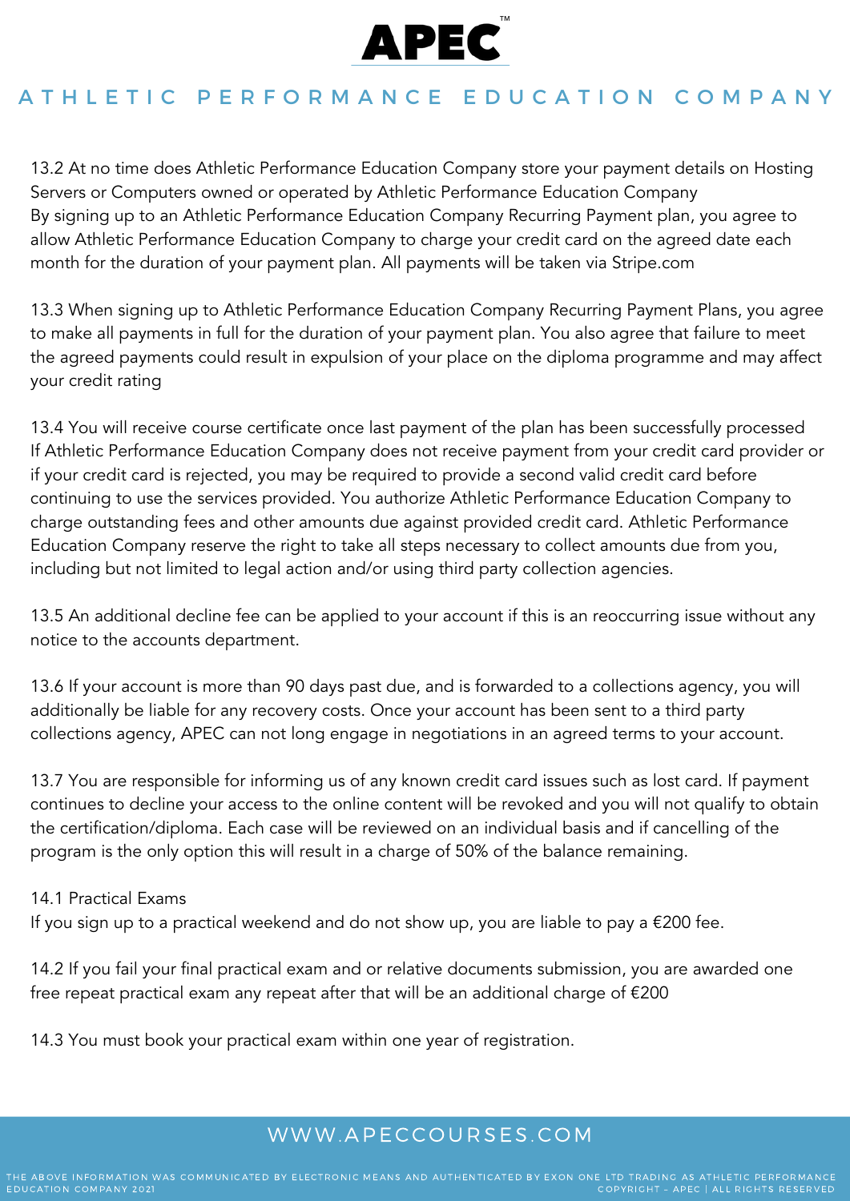13.2 At no time does Athletic Performance Education Company store your payment details on Hosting Servers or Computers owned or operated by Athletic Performance Education Company
By signing up to an Athletic Performance Education Company Recurring Payment plan, you agree to allow Athletic Performance Education Company to charge your credit card on the agreed date each month for the duration of your payment plan. All payments will be taken via Stripe.com

13.3 When signing up to Athletic Performance Education Company Recurring Payment Plans, you agree to make all payments in full for the duration of your payment plan. You also agree that failure to meet the agreed payments could result in expulsion of your place on the diploma programme and may affect your credit rating

13.4 You will receive course certificate once last payment of the plan has been successfully processed
If Athletic Performance Education Company does not receive payment from your credit card provider or if your credit card is rejected, you may be required to provide a second valid credit card before continuing to use the services provided. You authorize Athletic Performance Education Company to charge outstanding fees and other amounts due against provided credit card. Athletic Performance Education Company reserve the right to take all steps necessary to collect amounts due from you, including but not limited to legal action and/or using third party collection agencies.

13.5 An additional decline fee can be applied to your account if this is an reoccurring issue without any notice to the accounts department.

13.6 If your account is more than 90 days past due, and is forwarded to a collections agency, you will additionally be liable for any recovery costs. Once your account has been sent to a third party collections agency, APEC can not long engage in negotiations in an agreed terms to your account.

13.7 You are responsible for informing us of any known credit card issues such as lost card. If payment continues to decline your access to the online content will be revoked and you will not qualify to obtain the certification/diploma. Each case will be reviewed on an individual basis and if cancelling of the program is the only option this will result in a charge of 50% of the balance remaining.

14.1 Practical Exams
If you sign up to a practical weekend and do not show up, you are liable to pay a €200 fee.

14.2 If you fail your final practical exam and or relative documents submission, you are awarded one free repeat practical exam any repeat after that will be an additional charge of €200

14.3 You must book your practical exam within one year of registration.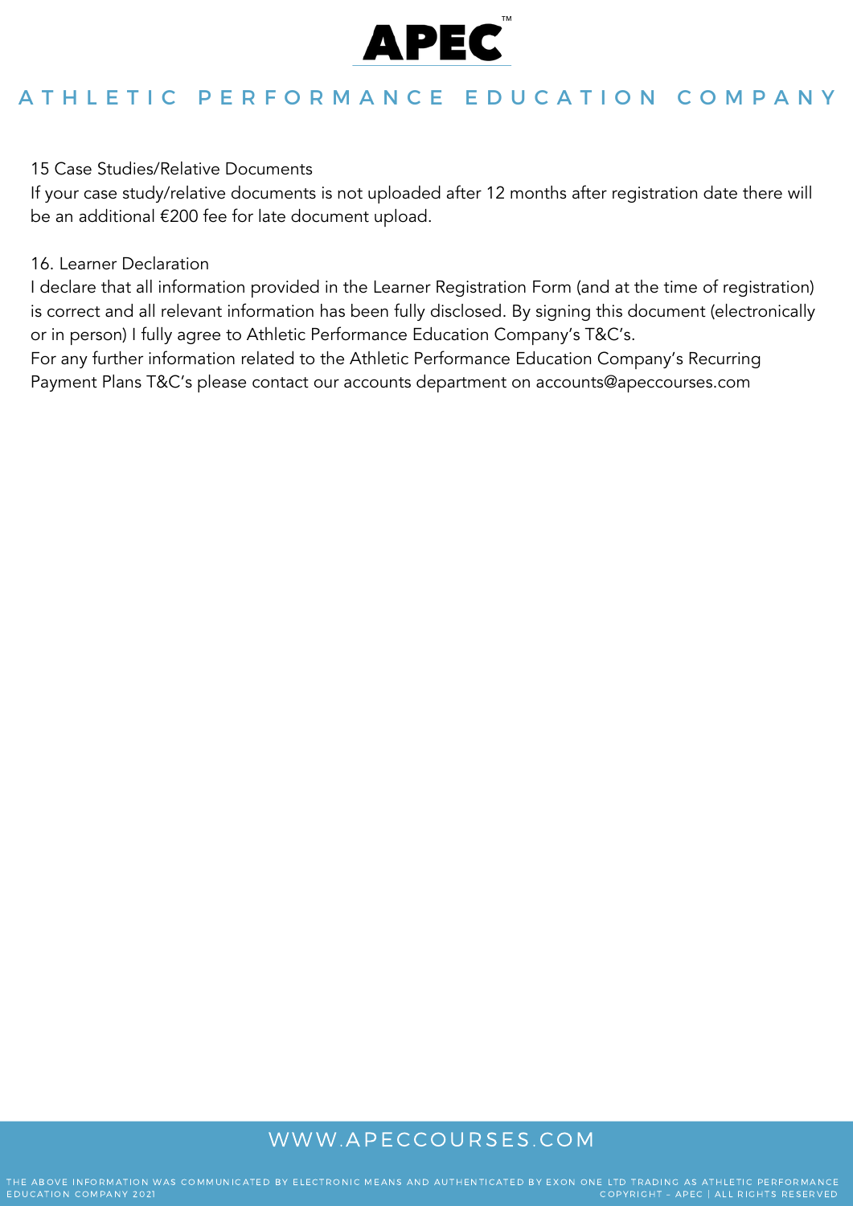15 Case Studies/Relative Documents

If your case study/relative documents is not uploaded after 12 months after registration date there will be an additional €200 fee for late document upload.

16. Learner Declaration

I declare that all information provided in the Learner Registration Form (and at the time of registration) is correct and all relevant information has been fully disclosed. By signing this document (electronically or in person) I fully agree to Athletic Performance Education Company's T&C's.

For any further information related to the Athletic Performance Education Company's Recurring Payment Plans T&C's please contact our accounts department on accounts@apeccourses.com